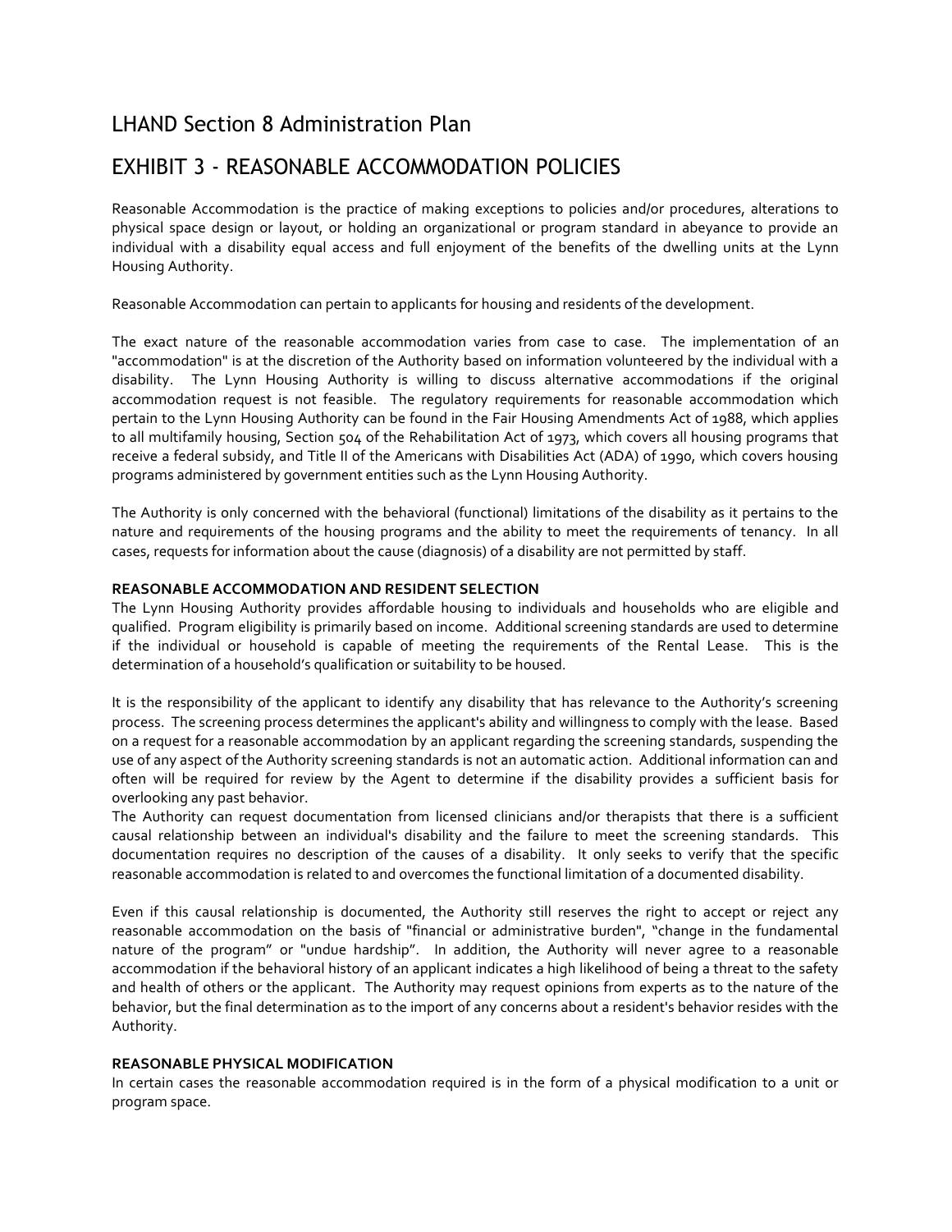# LHAND Section 8 Administration Plan

# EXHIBIT 3 - REASONABLE ACCOMMODATION POLICIES

Reasonable Accommodation is the practice of making exceptions to policies and/or procedures, alterations to physical space design or layout, or holding an organizational or program standard in abeyance to provide an individual with a disability equal access and full enjoyment of the benefits of the dwelling units at the Lynn Housing Authority.

Reasonable Accommodation can pertain to applicants for housing and residents of the development.

The exact nature of the reasonable accommodation varies from case to case. The implementation of an "accommodation" is at the discretion of the Authority based on information volunteered by the individual with a disability. The Lynn Housing Authority is willing to discuss alternative accommodations if the original accommodation request is not feasible. The regulatory requirements for reasonable accommodation which pertain to the Lynn Housing Authority can be found in the Fair Housing Amendments Act of 1988, which applies to all multifamily housing, Section 504 of the Rehabilitation Act of 1973, which covers all housing programs that receive a federal subsidy, and Title II of the Americans with Disabilities Act (ADA) of 1990, which covers housing programs administered by government entities such as the Lynn Housing Authority.

The Authority is only concerned with the behavioral (functional) limitations of the disability as it pertains to the nature and requirements of the housing programs and the ability to meet the requirements of tenancy. In all cases, requests for information about the cause (diagnosis) of a disability are not permitted by staff.

**REASONABLE ACCOMMODATION AND RESIDENT SELECTION**

The Lynn Housing Authority provides affordable housing to individuals and households who are eligible and qualified. Program eligibility is primarily based on income. Additional screening standards are used to determine if the individual or household is capable of meeting the requirements of the Rental Lease. This is the determination of a household's qualification or suitability to be housed.

It is the responsibility of the applicant to identify any disability that has relevance to the Authority's screening process. The screening process determines the applicant's ability and willingness to comply with the lease. Based on a request for a reasonable accommodation by an applicant regarding the screening standards, suspending the use of any aspect of the Authority screening standards is not an automatic action. Additional information can and often will be required for review by the Agent to determine if the disability provides a sufficient basis for overlooking any past behavior.

The Authority can request documentation from licensed clinicians and/or therapists that there is a sufficient causal relationship between an individual's disability and the failure to meet the screening standards. This documentation requires no description of the causes of a disability. It only seeks to verify that the specific reasonable accommodation is related to and overcomes the functional limitation of a documented disability.

Even if this causal relationship is documented, the Authority still reserves the right to accept or reject any reasonable accommodation on the basis of "financial or administrative burden", "change in the fundamental nature of the program" or "undue hardship". In addition, the Authority will never agree to a reasonable accommodation if the behavioral history of an applicant indicates a high likelihood of being a threat to the safety and health of others or the applicant. The Authority may request opinions from experts as to the nature of the behavior, but the final determination as to the import of any concerns about a resident's behavior resides with the Authority.

**REASONABLE PHYSICAL MODIFICATION**

In certain cases the reasonable accommodation required is in the form of a physical modification to a unit or program space.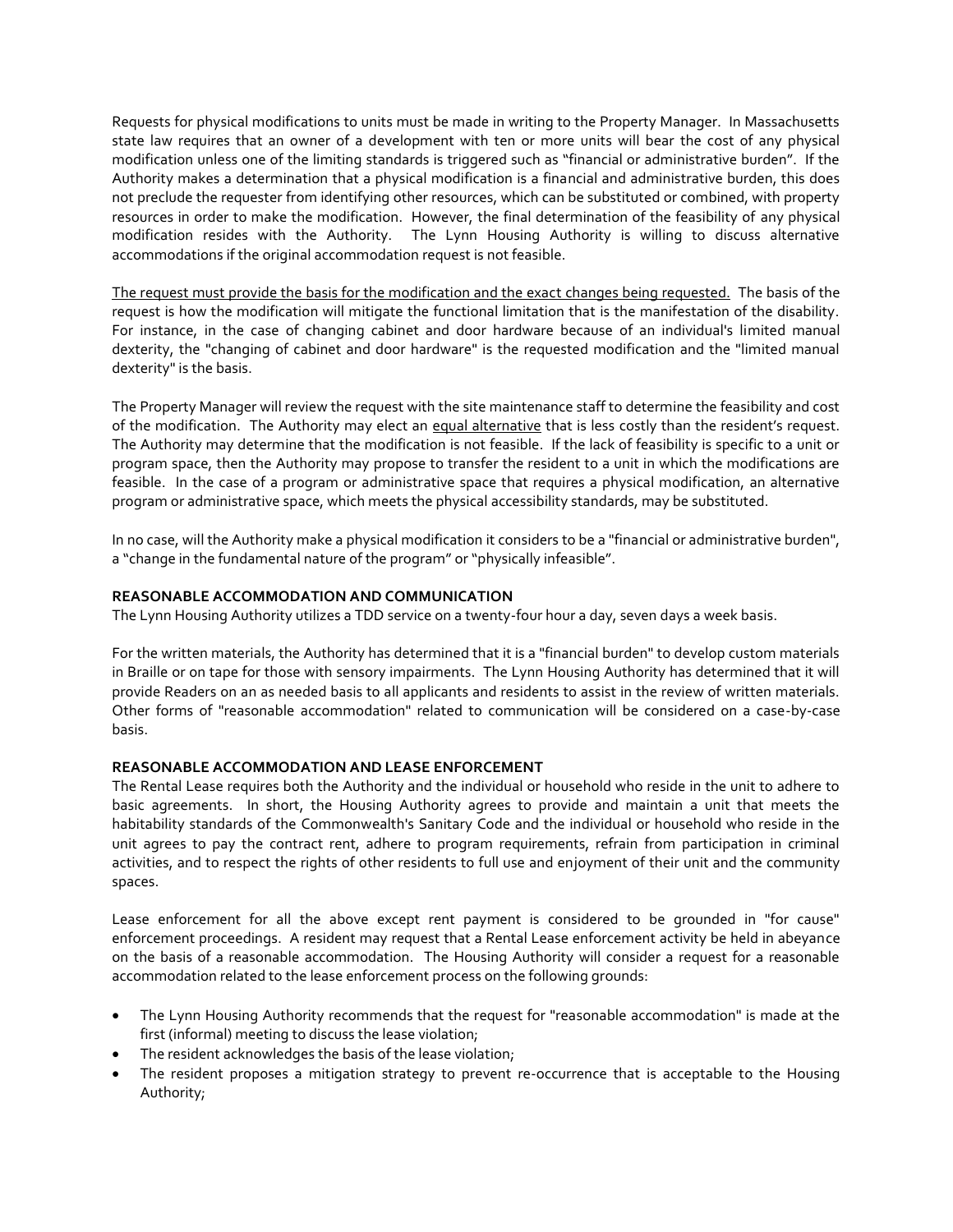Requests for physical modifications to units must be made in writing to the Property Manager. In Massachusetts state law requires that an owner of a development with ten or more units will bear the cost of any physical modification unless one of the limiting standards is triggered such as "financial or administrative burden". If the Authority makes a determination that a physical modification is a financial and administrative burden, this does not preclude the requester from identifying other resources, which can be substituted or combined, with property resources in order to make the modification. However, the final determination of the feasibility of any physical modification resides with the Authority. The Lynn Housing Authority is willing to discuss alternative accommodations if the original accommodation request is not feasible.

<u>The request must provide the basis for the modification and the exact changes being requested.</u> The basis of the request is how the modification will mitigate the functional limitation that is the manifestation of the disability. For instance, in the case of changing cabinet and door hardware because of an individual's limited manual dexterity, the "changing of cabinet and door hardware" is the requested modification and the "limited manual dexterity" is the basis.

The Property Manager will review the request with the site maintenance staff to determine the feasibility and cost of the modification. The Authority may elect an <u>equal alternative</u> that is less costly than the resident's request. The Authority may determine that the modification is not feasible. If the lack of feasibility is specific to a unit or program space, then the Authority may propose to transfer the resident to a unit in which the modifications are feasible. In the case of a program or administrative space that requires a physical modification, an alternative program or administrative space, which meets the physical accessibility standards, may be substituted.

In no case, will the Authority make a physical modification it considers to be a "financial or administrative burden", a "change in the fundamental nature of the program" or "physically infeasible".

**REASONABLE ACCOMMODATION AND COMMUNICATION**

The Lynn Housing Authority utilizes a TDD service on a twenty-four hour a day, seven days a week basis.

For the written materials, the Authority has determined that it is a "financial burden" to develop custom materials in Braille or on tape for those with sensory impairments. The Lynn Housing Authority has determined that it will provide Readers on an as needed basis to all applicants and residents to assist in the review of written materials. Other forms of "reasonable accommodation" related to communication will be considered on a case-by-case basis.

**REASONABLE ACCOMMODATION AND LEASE ENFORCEMENT**

The Rental Lease requires both the Authority and the individual or household who reside in the unit to adhere to basic agreements. In short, the Housing Authority agrees to provide and maintain a unit that meets the habitability standards of the Commonwealth's Sanitary Code and the individual or household who reside in the unit agrees to pay the contract rent, adhere to program requirements, refrain from participation in criminal activities, and to respect the rights of other residents to full use and enjoyment of their unit and the community spaces.

Lease enforcement for all the above except rent payment is considered to be grounded in "for cause" enforcement proceedings. A resident may request that a Rental Lease enforcement activity be held in abeyance on the basis of a reasonable accommodation. The Housing Authority will consider a request for a reasonable accommodation related to the lease enforcement process on the following grounds:

- The Lynn Housing Authority recommends that the request for "reasonable accommodation" is made at the first (informal) meeting to discuss the lease violation;
- The resident acknowledges the basis of the lease violation;
- The resident proposes a mitigation strategy to prevent re-occurrence that is acceptable to the Housing Authority;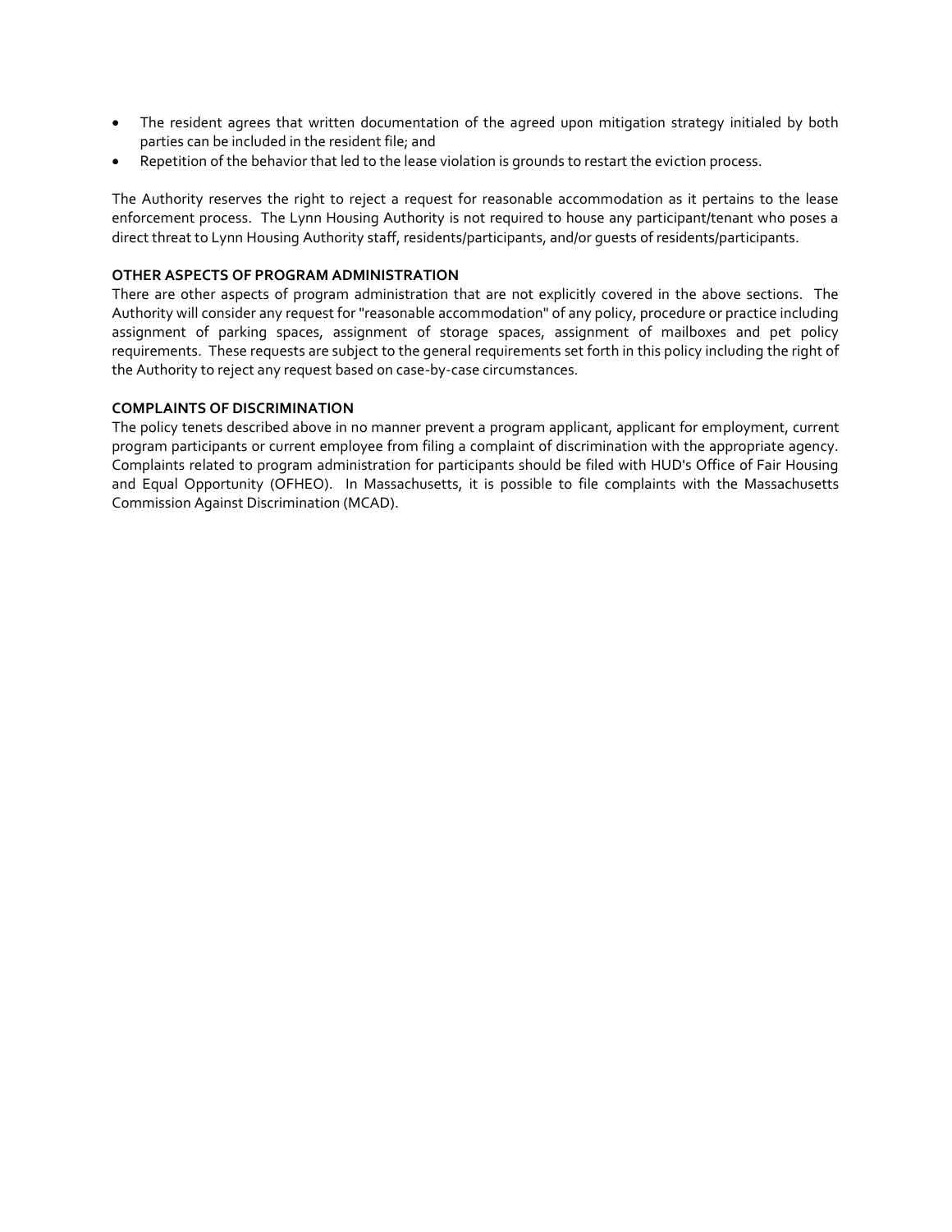- The resident agrees that written documentation of the agreed upon mitigation strategy initialed by both parties can be included in the resident file; and
- Repetition of the behavior that led to the lease violation is grounds to restart the eviction process.

The Authority reserves the right to reject a request for reasonable accommodation as it pertains to the lease enforcement process. The Lynn Housing Authority is not required to house any participant/tenant who poses a direct threat to Lynn Housing Authority staff, residents/participants, and/or guests of residents/participants.

**OTHER ASPECTS OF PROGRAM ADMINISTRATION**

There are other aspects of program administration that are not explicitly covered in the above sections. The Authority will consider any request for "reasonable accommodation" of any policy, procedure or practice including assignment of parking spaces, assignment of storage spaces, assignment of mailboxes and pet policy requirements. These requests are subject to the general requirements set forth in this policy including the right of the Authority to reject any request based on case-by-case circumstances.

**COMPLAINTS OF DISCRIMINATION**

The policy tenets described above in no manner prevent a program applicant, applicant for employment, current program participants or current employee from filing a complaint of discrimination with the appropriate agency. Complaints related to program administration for participants should be filed with HUD's Office of Fair Housing and Equal Opportunity (OFHEO). In Massachusetts, it is possible to file complaints with the Massachusetts Commission Against Discrimination (MCAD).